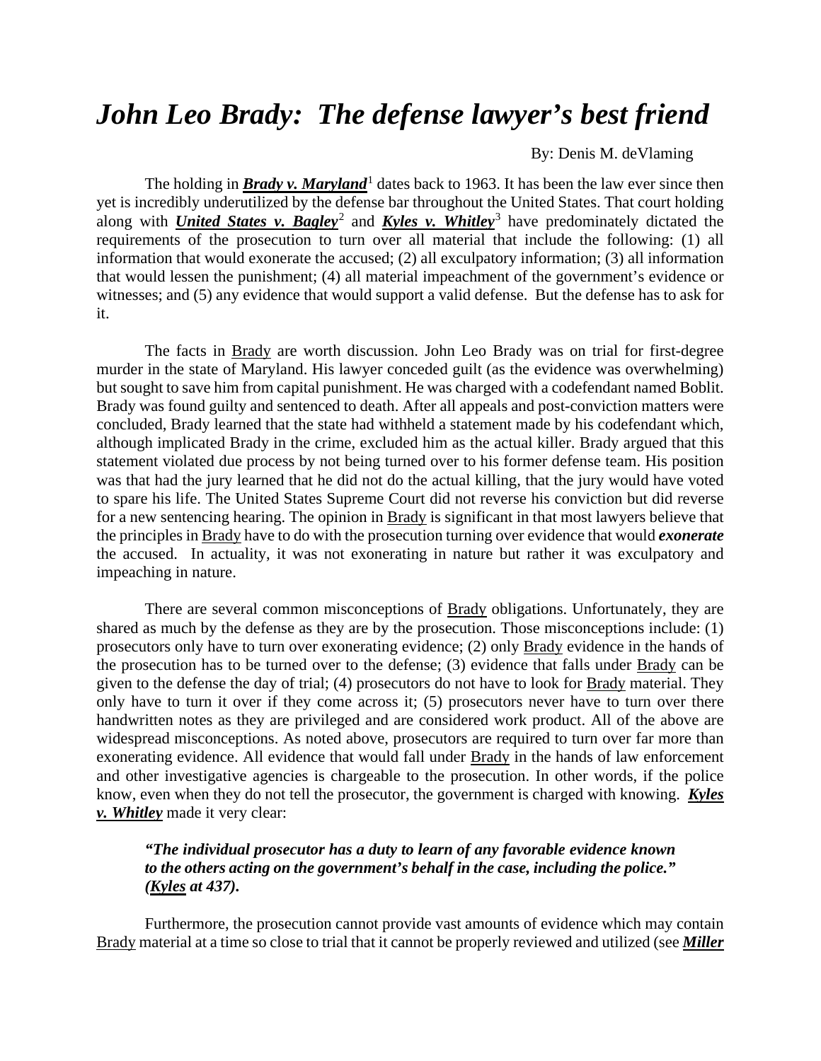# *John Leo Brady: The defense lawyer's best friend*

By: Denis M. deVlaming

The holding in ***Brady v. Maryland***[1] dates back to 1963. It has been the law ever since then yet is incredibly underutilized by the defense bar throughout the United States. That court holding along with ***United States v. Bagley***[2] and ***Kyles v. Whitley***[3] have predominately dictated the requirements of the prosecution to turn over all material that include the following: (1) all information that would exonerate the accused; (2) all exculpatory information; (3) all information that would lessen the punishment; (4) all material impeachment of the government's evidence or witnesses; and (5) any evidence that would support a valid defense. But the defense has to ask for it.

The facts in Brady are worth discussion. John Leo Brady was on trial for first-degree murder in the state of Maryland. His lawyer conceded guilt (as the evidence was overwhelming) but sought to save him from capital punishment. He was charged with a codefendant named Boblit. Brady was found guilty and sentenced to death. After all appeals and post-conviction matters were concluded, Brady learned that the state had withheld a statement made by his codefendant which, although implicated Brady in the crime, excluded him as the actual killer. Brady argued that this statement violated due process by not being turned over to his former defense team. His position was that had the jury learned that he did not do the actual killing, that the jury would have voted to spare his life. The United States Supreme Court did not reverse his conviction but did reverse for a new sentencing hearing. The opinion in Brady is significant in that most lawyers believe that the principles in Brady have to do with the prosecution turning over evidence that would ***exonerate*** the accused. In actuality, it was not exonerating in nature but rather it was exculpatory and impeaching in nature.

There are several common misconceptions of Brady obligations. Unfortunately, they are shared as much by the defense as they are by the prosecution. Those misconceptions include: (1) prosecutors only have to turn over exonerating evidence; (2) only Brady evidence in the hands of the prosecution has to be turned over to the defense; (3) evidence that falls under Brady can be given to the defense the day of trial; (4) prosecutors do not have to look for Brady material. They only have to turn it over if they come across it; (5) prosecutors never have to turn over there handwritten notes as they are privileged and are considered work product. All of the above are widespread misconceptions. As noted above, prosecutors are required to turn over far more than exonerating evidence. All evidence that would fall under Brady in the hands of law enforcement and other investigative agencies is chargeable to the prosecution. In other words, if the police know, even when they do not tell the prosecutor, the government is charged with knowing. ***Kyles v. Whitley*** made it very clear:

> ***"The individual prosecutor has a duty to learn of any favorable evidence known to the others acting on the government's behalf in the case, including the police." (Kyles at 437).***

Furthermore, the prosecution cannot provide vast amounts of evidence which may contain Brady material at a time so close to trial that it cannot be properly reviewed and utilized (see ***Miller***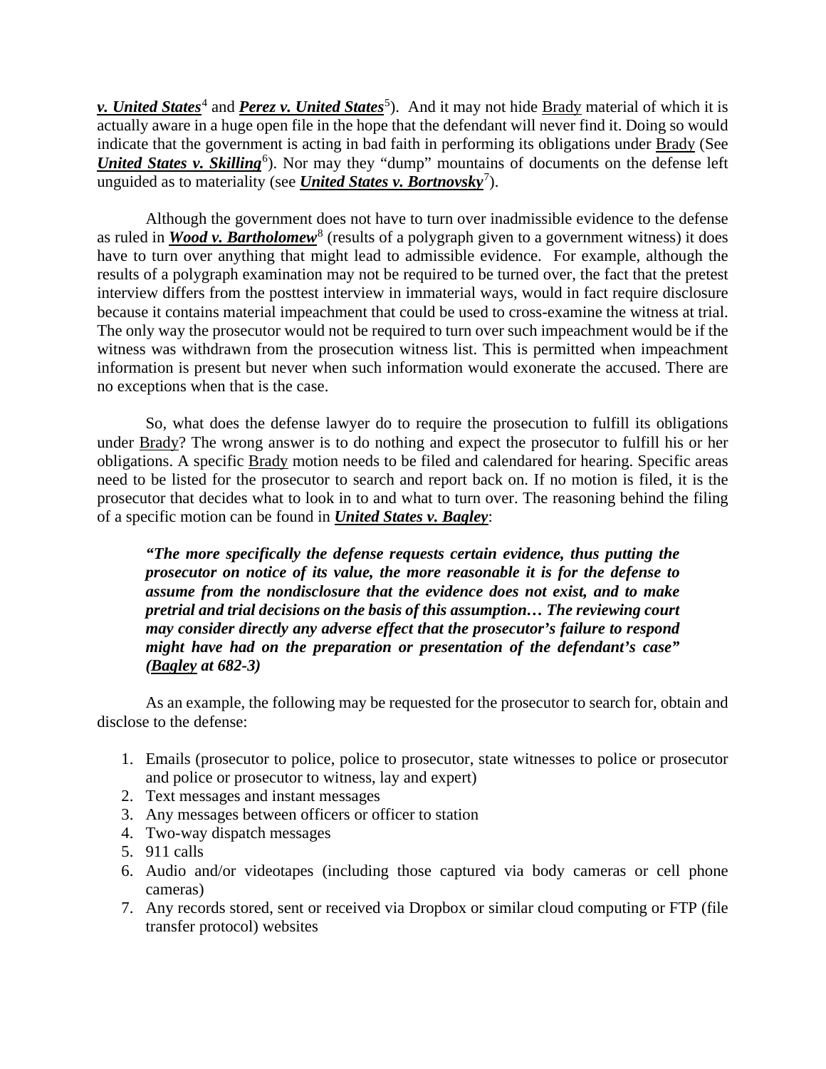***v. United States***[4] and ***Perez v. United States***[5]). And it may not hide Brady material of which it is actually aware in a huge open file in the hope that the defendant will never find it. Doing so would indicate that the government is acting in bad faith in performing its obligations under Brady (See ***United States v. Skilling***[6]). Nor may they "dump" mountains of documents on the defense left unguided as to materiality (see ***United States v. Bortnovsky***[7]).

Although the government does not have to turn over inadmissible evidence to the defense as ruled in ***Wood v. Bartholomew***[8] (results of a polygraph given to a government witness) it does have to turn over anything that might lead to admissible evidence. For example, although the results of a polygraph examination may not be required to be turned over, the fact that the pretest interview differs from the posttest interview in immaterial ways, would in fact require disclosure because it contains material impeachment that could be used to cross-examine the witness at trial. The only way the prosecutor would not be required to turn over such impeachment would be if the witness was withdrawn from the prosecution witness list. This is permitted when impeachment information is present but never when such information would exonerate the accused. There are no exceptions when that is the case.

So, what does the defense lawyer do to require the prosecution to fulfill its obligations under Brady? The wrong answer is to do nothing and expect the prosecutor to fulfill his or her obligations. A specific Brady motion needs to be filed and calendared for hearing. Specific areas need to be listed for the prosecutor to search and report back on. If no motion is filed, it is the prosecutor that decides what to look in to and what to turn over. The reasoning behind the filing of a specific motion can be found in ***United States v. Bagley***:

> ***"The more specifically the defense requests certain evidence, thus putting the prosecutor on notice of its value, the more reasonable it is for the defense to assume from the nondisclosure that the evidence does not exist, and to make pretrial and trial decisions on the basis of this assumption… The reviewing court may consider directly any adverse effect that the prosecutor's failure to respond might have had on the preparation or presentation of the defendant's case" (Bagley at 682-3)***

As an example, the following may be requested for the prosecutor to search for, obtain and disclose to the defense:

1. Emails (prosecutor to police, police to prosecutor, state witnesses to police or prosecutor and police or prosecutor to witness, lay and expert)
2. Text messages and instant messages
3. Any messages between officers or officer to station
4. Two-way dispatch messages
5. 911 calls
6. Audio and/or videotapes (including those captured via body cameras or cell phone cameras)
7. Any records stored, sent or received via Dropbox or similar cloud computing or FTP (file transfer protocol) websites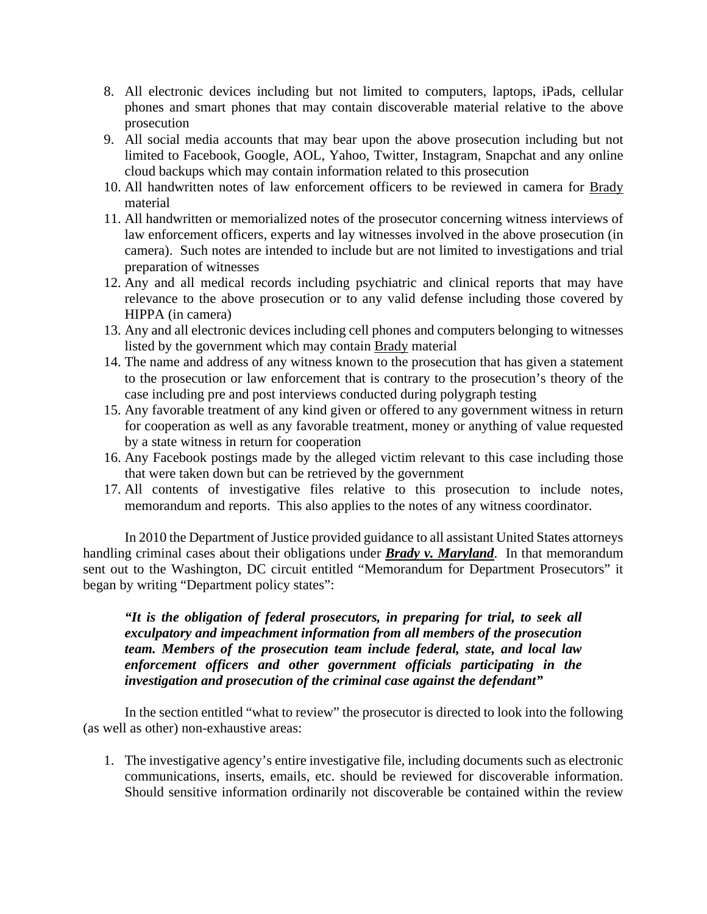8. All electronic devices including but not limited to computers, laptops, iPads, cellular phones and smart phones that may contain discoverable material relative to the above prosecution
9. All social media accounts that may bear upon the above prosecution including but not limited to Facebook, Google, AOL, Yahoo, Twitter, Instagram, Snapchat and any online cloud backups which may contain information related to this prosecution
10. All handwritten notes of law enforcement officers to be reviewed in camera for Brady material
11. All handwritten or memorialized notes of the prosecutor concerning witness interviews of law enforcement officers, experts and lay witnesses involved in the above prosecution (in camera). Such notes are intended to include but are not limited to investigations and trial preparation of witnesses
12. Any and all medical records including psychiatric and clinical reports that may have relevance to the above prosecution or to any valid defense including those covered by HIPPA (in camera)
13. Any and all electronic devices including cell phones and computers belonging to witnesses listed by the government which may contain Brady material
14. The name and address of any witness known to the prosecution that has given a statement to the prosecution or law enforcement that is contrary to the prosecution's theory of the case including pre and post interviews conducted during polygraph testing
15. Any favorable treatment of any kind given or offered to any government witness in return for cooperation as well as any favorable treatment, money or anything of value requested by a state witness in return for cooperation
16. Any Facebook postings made by the alleged victim relevant to this case including those that were taken down but can be retrieved by the government
17. All contents of investigative files relative to this prosecution to include notes, memorandum and reports. This also applies to the notes of any witness coordinator.

In 2010 the Department of Justice provided guidance to all assistant United States attorneys handling criminal cases about their obligations under ***Brady v. Maryland***. In that memorandum sent out to the Washington, DC circuit entitled "Memorandum for Department Prosecutors" it began by writing "Department policy states":

> ***"It is the obligation of federal prosecutors, in preparing for trial, to seek all exculpatory and impeachment information from all members of the prosecution team. Members of the prosecution team include federal, state, and local law enforcement officers and other government officials participating in the investigation and prosecution of the criminal case against the defendant"***

In the section entitled "what to review" the prosecutor is directed to look into the following (as well as other) non-exhaustive areas:

1. The investigative agency's entire investigative file, including documents such as electronic communications, inserts, emails, etc. should be reviewed for discoverable information. Should sensitive information ordinarily not discoverable be contained within the review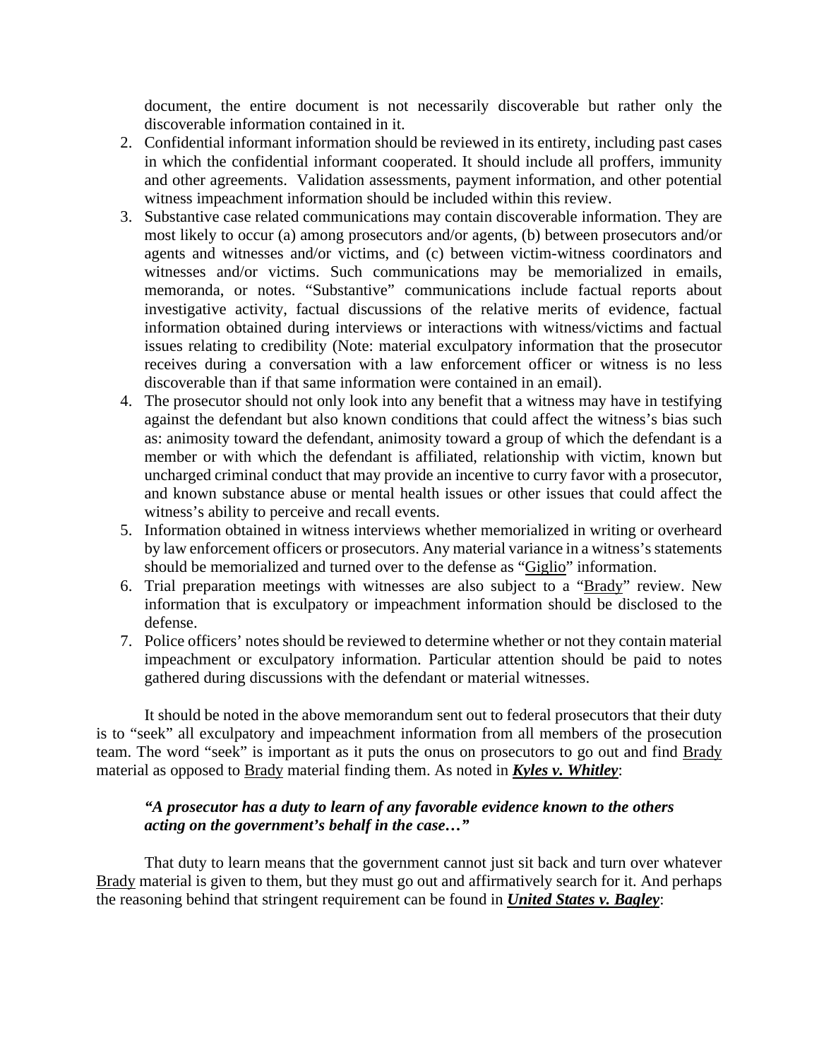document, the entire document is not necessarily discoverable but rather only the discoverable information contained in it.

2. Confidential informant information should be reviewed in its entirety, including past cases in which the confidential informant cooperated. It should include all proffers, immunity and other agreements. Validation assessments, payment information, and other potential witness impeachment information should be included within this review.
3. Substantive case related communications may contain discoverable information. They are most likely to occur (a) among prosecutors and/or agents, (b) between prosecutors and/or agents and witnesses and/or victims, and (c) between victim-witness coordinators and witnesses and/or victims. Such communications may be memorialized in emails, memoranda, or notes. "Substantive" communications include factual reports about investigative activity, factual discussions of the relative merits of evidence, factual information obtained during interviews or interactions with witness/victims and factual issues relating to credibility (Note: material exculpatory information that the prosecutor receives during a conversation with a law enforcement officer or witness is no less discoverable than if that same information were contained in an email).
4. The prosecutor should not only look into any benefit that a witness may have in testifying against the defendant but also known conditions that could affect the witness's bias such as: animosity toward the defendant, animosity toward a group of which the defendant is a member or with which the defendant is affiliated, relationship with victim, known but uncharged criminal conduct that may provide an incentive to curry favor with a prosecutor, and known substance abuse or mental health issues or other issues that could affect the witness's ability to perceive and recall events.
5. Information obtained in witness interviews whether memorialized in writing or overheard by law enforcement officers or prosecutors. Any material variance in a witness's statements should be memorialized and turned over to the defense as "Giglio" information.
6. Trial preparation meetings with witnesses are also subject to a "Brady" review. New information that is exculpatory or impeachment information should be disclosed to the defense.
7. Police officers' notes should be reviewed to determine whether or not they contain material impeachment or exculpatory information. Particular attention should be paid to notes gathered during discussions with the defendant or material witnesses.

It should be noted in the above memorandum sent out to federal prosecutors that their duty is to "seek" all exculpatory and impeachment information from all members of the prosecution team. The word "seek" is important as it puts the onus on prosecutors to go out and find Brady material as opposed to Brady material finding them. As noted in ***Kyles v. Whitley***:

> ***"A prosecutor has a duty to learn of any favorable evidence known to the others acting on the government's behalf in the case…"***

That duty to learn means that the government cannot just sit back and turn over whatever Brady material is given to them, but they must go out and affirmatively search for it. And perhaps the reasoning behind that stringent requirement can be found in ***United States v. Bagley***: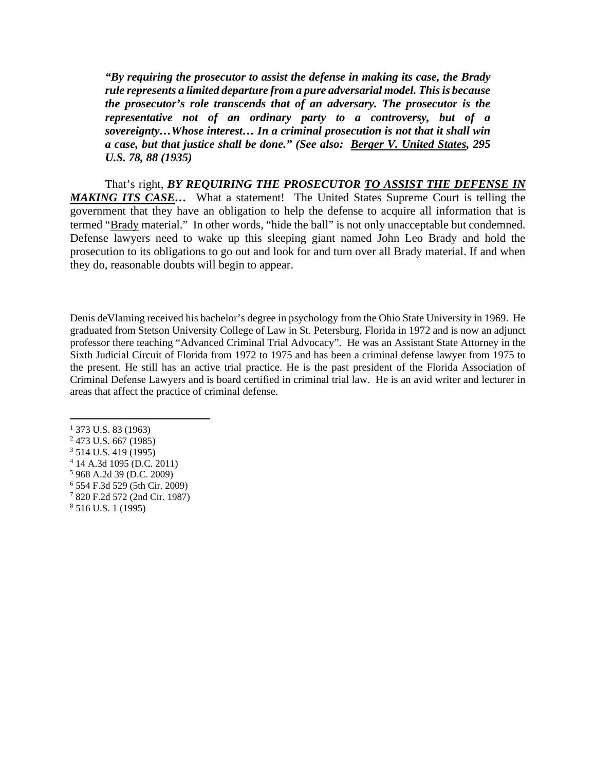> ***"By requiring the prosecutor to assist the defense in making its case, the Brady rule represents a limited departure from a pure adversarial model. This is because the prosecutor's role transcends that of an adversary. The prosecutor is the representative not of an ordinary party to a controversy, but of a sovereignty…Whose interest… In a criminal prosecution is not that it shall win a case, but that justice shall be done." (See also: <u>Berger V. United States</u>, 295 U.S. 78, 88 (1935)***

That's right, ***BY REQUIRING THE PROSECUTOR <u>TO ASSIST THE DEFENSE IN MAKING ITS CASE</u>…*** What a statement! The United States Supreme Court is telling the government that they have an obligation to help the defense to acquire all information that is termed "<u>Brady</u> material." In other words, "hide the ball" is not only unacceptable but condemned. Defense lawyers need to wake up this sleeping giant named John Leo Brady and hold the prosecution to its obligations to go out and look for and turn over all Brady material. If and when they do, reasonable doubts will begin to appear.

Denis deVlaming received his bachelor's degree in psychology from the Ohio State University in 1969. He graduated from Stetson University College of Law in St. Petersburg, Florida in 1972 and is now an adjunct professor there teaching "Advanced Criminal Trial Advocacy". He was an Assistant State Attorney in the Sixth Judicial Circuit of Florida from 1972 to 1975 and has been a criminal defense lawyer from 1975 to the present. He still has an active trial practice. He is the past president of the Florida Association of Criminal Defense Lawyers and is board certified in criminal trial law. He is an avid writer and lecturer in areas that affect the practice of criminal defense.

---

[1] 373 U.S. 83 (1963)
[2] 473 U.S. 667 (1985)
[3] 514 U.S. 419 (1995)
[4] 14 A.3d 1095 (D.C. 2011)
[5] 968 A.2d 39 (D.C. 2009)
[6] 554 F.3d 529 (5th Cir. 2009)
[7] 820 F.2d 572 (2nd Cir. 1987)
[8] 516 U.S. 1 (1995)